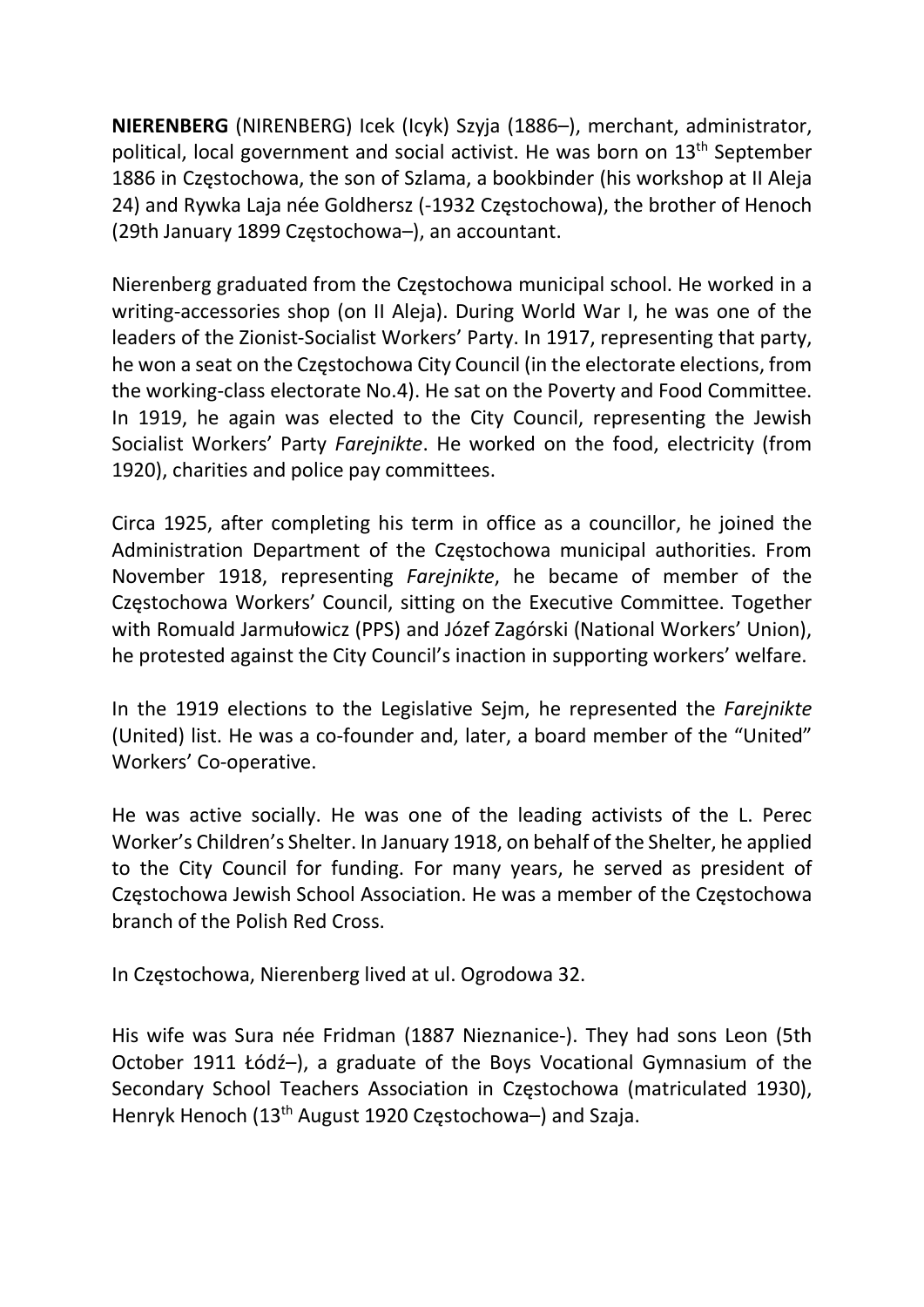**NIERENBERG** (NIRENBERG) Icek (Icyk) Szyja (1886–), merchant, administrator, political, local government and social activist. He was born on 13th September 1886 in Częstochowa, the son of Szlama, a bookbinder (his workshop at II Aleja 24) and Rywka Laja née Goldhersz (-1932 Częstochowa), the brother of Henoch (29th January 1899 Częstochowa–), an accountant.

Nierenberg graduated from the Częstochowa municipal school. He worked in a writing-accessories shop (on II Aleja). During World War I, he was one of the leaders of the Zionist-Socialist Workers' Party. In 1917, representing that party, he won a seat on the Częstochowa City Council (in the electorate elections, from the working-class electorate No.4). He sat on the Poverty and Food Committee. In 1919, he again was elected to the City Council, representing the Jewish Socialist Workers' Party *Farejnikte*. He worked on the food, electricity (from 1920), charities and police pay committees.

Circa 1925, after completing his term in office as a councillor, he joined the Administration Department of the Częstochowa municipal authorities. From November 1918, representing *Farejnikte*, he became of member of the Częstochowa Workers' Council, sitting on the Executive Committee. Together with Romuald Jarmułowicz (PPS) and Józef Zagórski (National Workers' Union), he protested against the City Council's inaction in supporting workers' welfare.

In the 1919 elections to the Legislative Sejm, he represented the *Farejnikte* (United) list. He was a co-founder and, later, a board member of the "United" Workers' Co-operative.

He was active socially. He was one of the leading activists of the L. Perec Worker's Children's Shelter. In January 1918, on behalf of the Shelter, he applied to the City Council for funding. For many years, he served as president of Częstochowa Jewish School Association. He was a member of the Częstochowa branch of the Polish Red Cross.

In Częstochowa, Nierenberg lived at ul. Ogrodowa 32.

His wife was Sura née Fridman (1887 Nieznanice-). They had sons Leon (5th October 1911 Łódź–), a graduate of the Boys Vocational Gymnasium of the Secondary School Teachers Association in Częstochowa (matriculated 1930), Henryk Henoch (13th August 1920 Częstochowa–) and Szaja.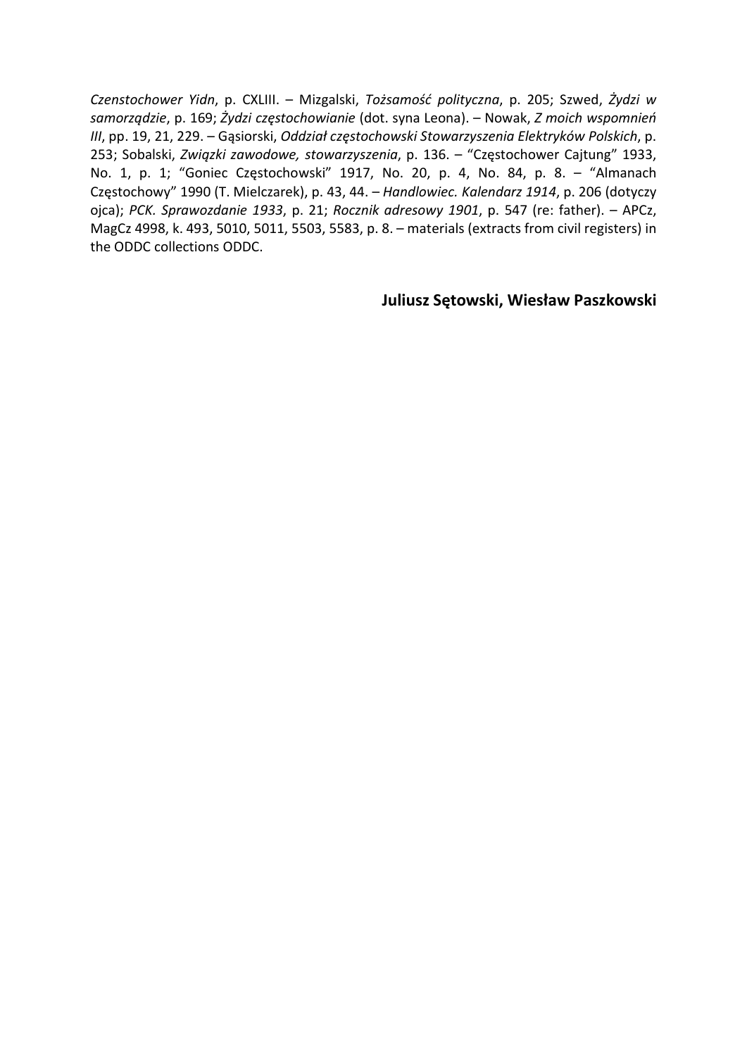*Czenstochower Yidn*, p. CXLIII. – Mizgalski, *Tożsamość polityczna*, p. 205; Szwed, *Żydzi w samorządzie*, p. 169; *Żydzi częstochowianie* (dot. syna Leona). – Nowak, *Z moich wspomnień III*, pp. 19, 21, 229. – Gąsiorski, *Oddział częstochowski Stowarzyszenia Elektryków Polskich*, p. 253; Sobalski, *Związki zawodowe, stowarzyszenia*, p. 136. – "Częstochower Cajtung" 1933, No. 1, p. 1; "Goniec Częstochowski" 1917, No. 20, p. 4, No. 84, p. 8. – "Almanach Częstochowy" 1990 (T. Mielczarek), p. 43, 44. – *Handlowiec. Kalendarz 1914*, p. 206 (dotyczy ojca); *PCK. Sprawozdanie 1933*, p. 21; *Rocznik adresowy 1901*, p. 547 (re: father). – APCz, MagCz 4998, k. 493, 5010, 5011, 5503, 5583, p. 8. – materials (extracts from civil registers) in the ODDC collections ODDC.

**Juliusz Sętowski, Wiesław Paszkowski**